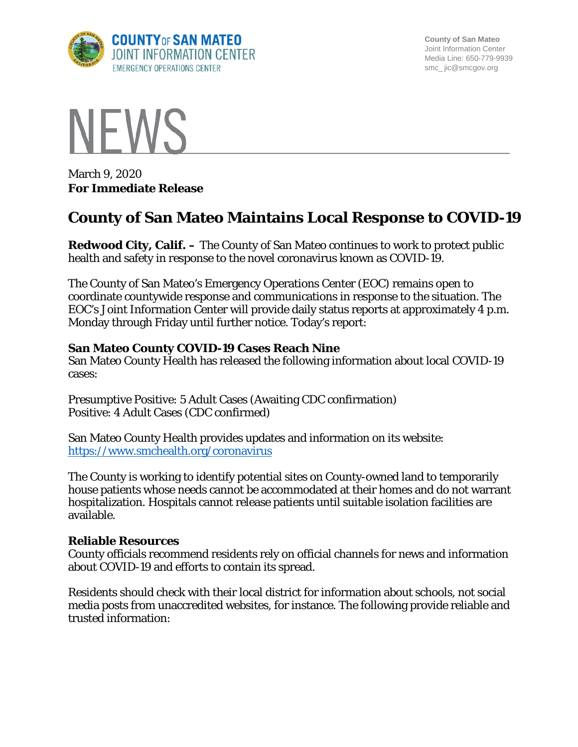COUNTY OF SAN MATEO
JOINT INFORMATION CENTER
EMERGENCY OPERATIONS CENTER

County of San Mateo
Joint Information Center
Media Line: 650-779-9939
smc_ jic@smcgov.org

# NEWS

March 9, 2020
**For Immediate Release**

## County of San Mateo Maintains Local Response to COVID-19

**Redwood City, Calif. –** The County of San Mateo continues to work to protect public health and safety in response to the novel coronavirus known as COVID-19.

The County of San Mateo's Emergency Operations Center (EOC) remains open to coordinate countywide response and communications in response to the situation. The EOC's Joint Information Center will provide daily status reports at approximately 4 p.m. Monday through Friday until further notice. Today's report:

**San Mateo County COVID-19 Cases Reach Nine**
San Mateo County Health has released the following information about local COVID-19 cases:

Presumptive Positive: 5 Adult Cases (Awaiting CDC confirmation)
Positive: 4 Adult Cases (CDC confirmed)

San Mateo County Health provides updates and information on its website:
https://www.smchealth.org/coronavirus

The County is working to identify potential sites on County-owned land to temporarily house patients whose needs cannot be accommodated at their homes and do not warrant hospitalization. Hospitals cannot release patients until suitable isolation facilities are available.

**Reliable Resources**
County officials recommend residents rely on official channels for news and information about COVID-19 and efforts to contain its spread.

Residents should check with their local district for information about schools, not social media posts from unaccredited websites, for instance. The following provide reliable and trusted information: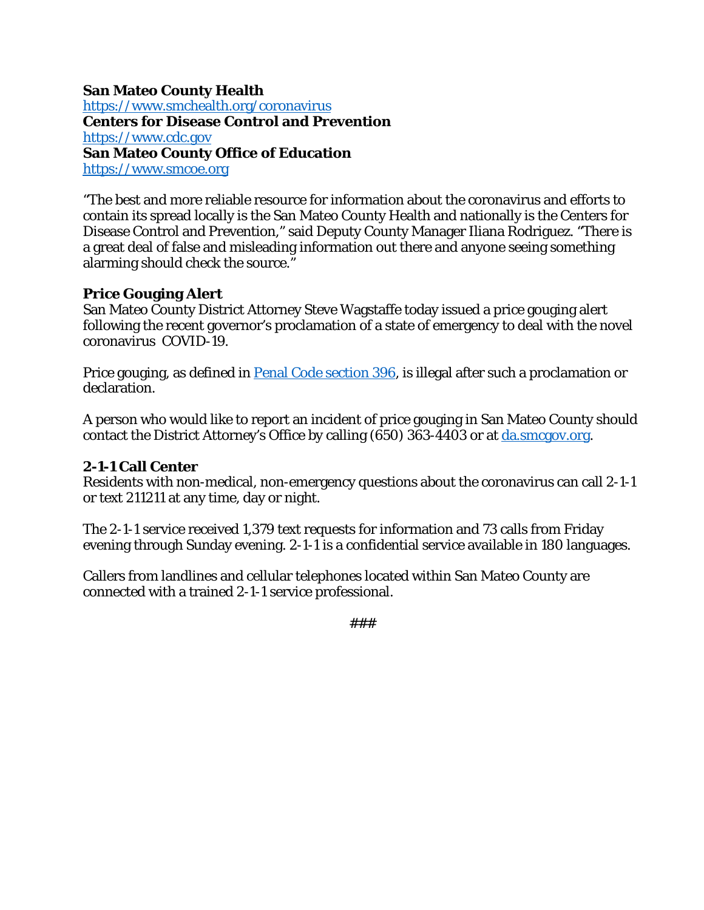**San Mateo County Health**
https://www.smchealth.org/coronavirus
**Centers for Disease Control and Prevention**
https://www.cdc.gov
**San Mateo County Office of Education**
https://www.smcoe.org

"The best and more reliable resource for information about the coronavirus and efforts to contain its spread locally is the San Mateo County Health and nationally is the Centers for Disease Control and Prevention," said Deputy County Manager Iliana Rodriguez. "There is a great deal of false and misleading information out there and anyone seeing something alarming should check the source."

**Price Gouging Alert**
San Mateo County District Attorney Steve Wagstaffe today issued a price gouging alert following the recent governor's proclamation of a state of emergency to deal with the novel coronavirus COVID-19.

Price gouging, as defined in Penal Code section 396, is illegal after such a proclamation or declaration.

A person who would like to report an incident of price gouging in San Mateo County should contact the District Attorney's Office by calling (650) 363-4403 or at da.smcgov.org.

**2-1-1 Call Center**
Residents with non-medical, non-emergency questions about the coronavirus can call 2-1-1 or text 211211 at any time, day or night.

The 2-1-1 service received 1,379 text requests for information and 73 calls from Friday evening through Sunday evening. 2-1-1 is a confidential service available in 180 languages.

Callers from landlines and cellular telephones located within San Mateo County are connected with a trained 2-1-1 service professional.

###